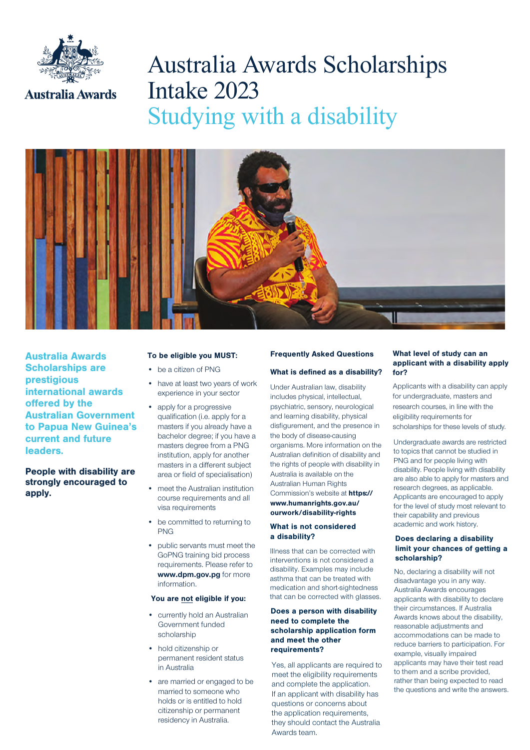Australia Awards

# Australia Awards Scholarships Intake 2023

## Studying with a disability

**Australia Awards Scholarships are prestigious international awards offered by the Australian Government to Papua New Guinea's current and future leaders.**

**People with disability are strongly encouraged to apply.**

### To be eligible you MUST:

- be a citizen of PNG
- have at least two years of work experience in your sector
- apply for a progressive qualification (i.e. apply for a masters if you already have a bachelor degree; if you have a masters degree from a PNG institution, apply for another masters in a different subject area or field of specialisation)
- meet the Australian institution course requirements and all visa requirements
- be committed to returning to PNG
- public servants must meet the GoPNG training bid process requirements. Please refer to **www.dpm.gov.pg** for more information.

### You are not eligible if you:

- currently hold an Australian Government funded scholarship
- hold citizenship or permanent resident status in Australia
- are married or engaged to be married to someone who holds or is entitled to hold citizenship or permanent residency in Australia.

### Frequently Asked Questions

#### What is defined as a disability?

Under Australian law, disability includes physical, intellectual, psychiatric, sensory, neurological and learning disability, physical disfigurement, and the presence in the body of disease-causing organisms. More information on the Australian definition of disability and the rights of people with disability in Australia is available on the Australian Human Rights Commission's website at **https://www.humanrights.gov.au/ourwork/disability-rights**

#### What is not considered a disability?

Illness that can be corrected with interventions is not considered a disability. Examples may include asthma that can be treated with medication and short-sightedness that can be corrected with glasses.

#### Does a person with disability need to complete the scholarship application form and meet the other requirements?

Yes, all applicants are required to meet the eligibility requirements and complete the application. If an applicant with disability has questions or concerns about the application requirements, they should contact the Australia Awards team.

#### What level of study can an applicant with a disability apply for?

Applicants with a disability can apply for undergraduate, masters and research courses, in line with the eligibility requirements for scholarships for these levels of study.

Undergraduate awards are restricted to topics that cannot be studied in PNG and for people living with disability. People living with disability are also able to apply for masters and research degrees, as applicable. Applicants are encouraged to apply for the level of study most relevant to their capability and previous academic and work history.

#### Does declaring a disability limit your chances of getting a scholarship?

No, declaring a disability will not disadvantage you in any way. Australia Awards encourages applicants with disability to declare their circumstances. If Australia Awards knows about the disability, reasonable adjustments and accommodations can be made to reduce barriers to participation. For example, visually impaired applicants may have their test read to them and a scribe provided, rather than being expected to read the questions and write the answers.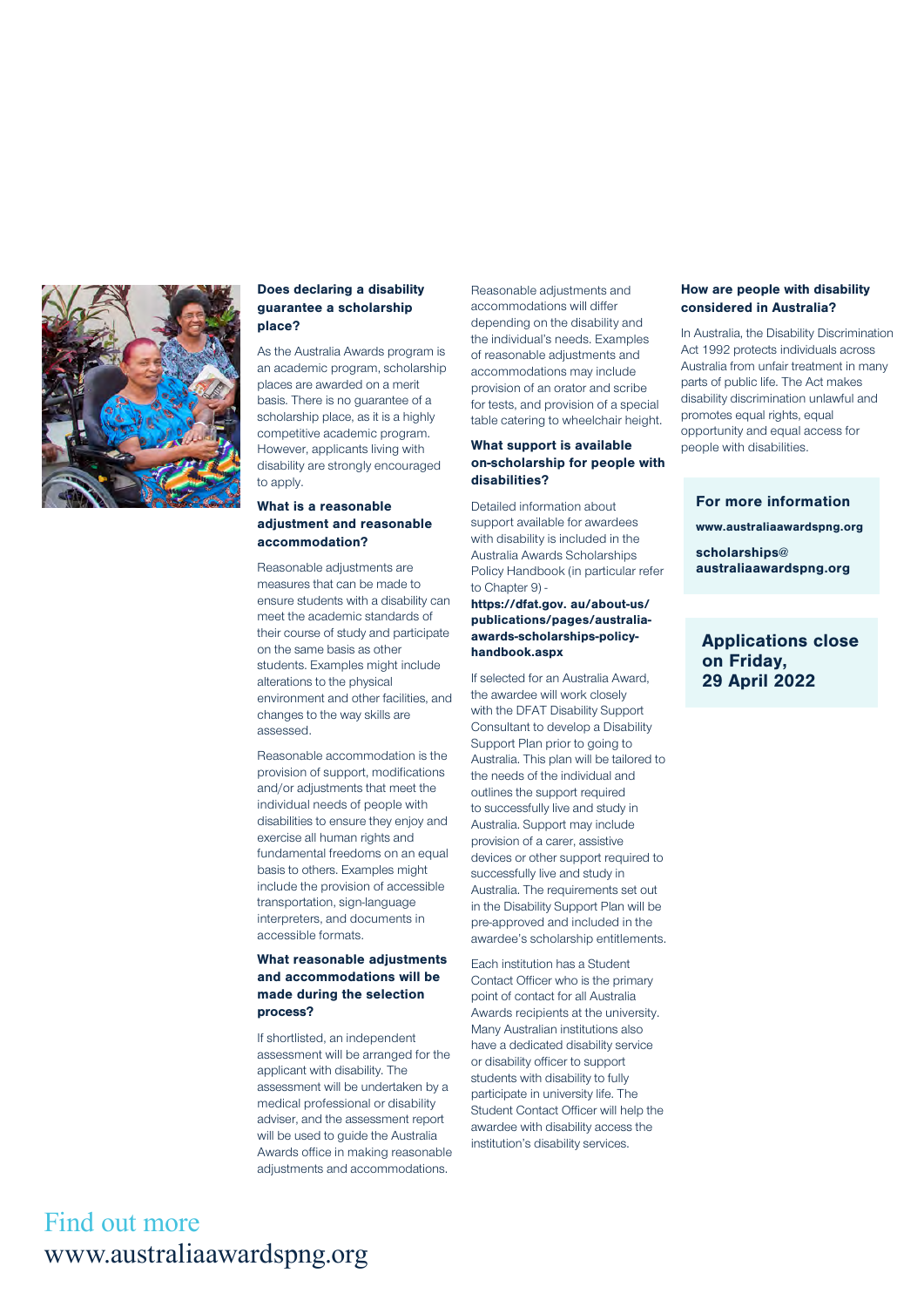### Does declaring a disability guarantee a scholarship place?

As the Australia Awards program is an academic program, scholarship places are awarded on a merit basis. There is no guarantee of a scholarship place, as it is a highly competitive academic program. However, applicants living with disability are strongly encouraged to apply.

### What is a reasonable adjustment and reasonable accommodation?

Reasonable adjustments are measures that can be made to ensure students with a disability can meet the academic standards of their course of study and participate on the same basis as other students. Examples might include alterations to the physical environment and other facilities, and changes to the way skills are assessed.

Reasonable accommodation is the provision of support, modifications and/or adjustments that meet the individual needs of people with disabilities to ensure they enjoy and exercise all human rights and fundamental freedoms on an equal basis to others. Examples might include the provision of accessible transportation, sign-language interpreters, and documents in accessible formats.

### What reasonable adjustments and accommodations will be made during the selection process?

If shortlisted, an independent assessment will be arranged for the applicant with disability. The assessment will be undertaken by a medical professional or disability adviser, and the assessment report will be used to guide the Australia Awards office in making reasonable adjustments and accommodations.

Reasonable adjustments and accommodations will differ depending on the disability and the individual's needs. Examples of reasonable adjustments and accommodations may include provision of an orator and scribe for tests, and provision of a special table catering to wheelchair height.

### What support is available on-scholarship for people with disabilities?

Detailed information about support available for awardees with disability is included in the Australia Awards Scholarships Policy Handbook (in particular refer to Chapter 9) - **https://dfat.gov. au/about-us/publications/pages/australia-awards-scholarships-policy-handbook.aspx**

If selected for an Australia Award, the awardee will work closely with the DFAT Disability Support Consultant to develop a Disability Support Plan prior to going to Australia. This plan will be tailored to the needs of the individual and outlines the support required to successfully live and study in Australia. Support may include provision of a carer, assistive devices or other support required to successfully live and study in Australia. The requirements set out in the Disability Support Plan will be pre-approved and included in the awardee's scholarship entitlements.

Each institution has a Student Contact Officer who is the primary point of contact for all Australia Awards recipients at the university. Many Australian institutions also have a dedicated disability service or disability officer to support students with disability to fully participate in university life. The Student Contact Officer will help the awardee with disability access the institution's disability services.

### How are people with disability considered in Australia?

In Australia, the Disability Discrimination Act 1992 protects individuals across Australia from unfair treatment in many parts of public life. The Act makes disability discrimination unlawful and promotes equal rights, equal opportunity and equal access for people with disabilities.

### For more information

**www.australiaawardspng.org**

**scholarships@australiaawardspng.org**

## Applications close on Friday, 29 April 2022

Find out more
www.australiaawardspng.org